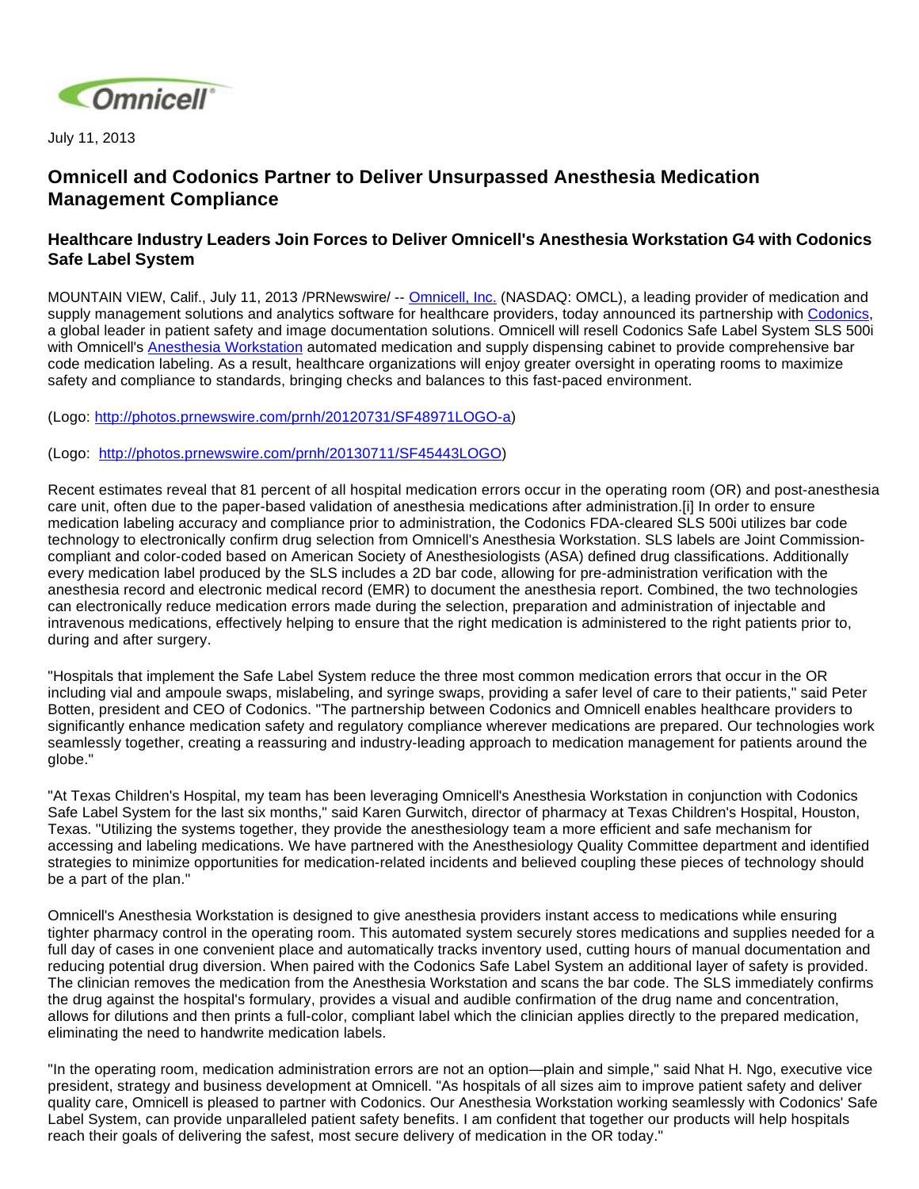July 11, 2013

# Omnicell and Codonics Partner to Deliver Unsurpassed Anesthesia Medication Management Compliance

## Healthcare Industry Leaders Join Forces to Deliver Omnicell's Anesthesia Workstation G4 with Codonics Safe Label System

MOUNTAIN VIEW, Calif., July 11, 2013 /PRNewswire/ -- Omnicell, Inc. (NASDAQ: OMCL), a leading provider of medication and supply management solutions and analytics software for healthcare providers, today announced its partnership with Codonics, a global leader in patient safety and image documentation solutions. Omnicell will resell Codonics Safe Label System SLS 500i with Omnicell's Anesthesia Workstation automated medication and supply dispensing cabinet to provide comprehensive bar code medication labeling. As a result, healthcare organizations will enjoy greater oversight in operating rooms to maximize safety and compliance to standards, bringing checks and balances to this fast-paced environment.

(Logo: http://photos.prnewswire.com/prnh/20120731/SF48971LOGO-a)

(Logo: http://photos.prnewswire.com/prnh/20130711/SF45443LOGO)

Recent estimates reveal that 81 percent of all hospital medication errors occur in the operating room (OR) and post-anesthesia care unit, often due to the paper-based validation of anesthesia medications after administration.[i] In order to ensure medication labeling accuracy and compliance prior to administration, the Codonics FDA-cleared SLS 500i utilizes bar code technology to electronically confirm drug selection from Omnicell's Anesthesia Workstation. SLS labels are Joint Commission-compliant and color-coded based on American Society of Anesthesiologists (ASA) defined drug classifications. Additionally every medication label produced by the SLS includes a 2D bar code, allowing for pre-administration verification with the anesthesia record and electronic medical record (EMR) to document the anesthesia report. Combined, the two technologies can electronically reduce medication errors made during the selection, preparation and administration of injectable and intravenous medications, effectively helping to ensure that the right medication is administered to the right patients prior to, during and after surgery.

"Hospitals that implement the Safe Label System reduce the three most common medication errors that occur in the OR including vial and ampoule swaps, mislabeling, and syringe swaps, providing a safer level of care to their patients," said Peter Botten, president and CEO of Codonics. "The partnership between Codonics and Omnicell enables healthcare providers to significantly enhance medication safety and regulatory compliance wherever medications are prepared. Our technologies work seamlessly together, creating a reassuring and industry-leading approach to medication management for patients around the globe."

"At Texas Children's Hospital, my team has been leveraging Omnicell's Anesthesia Workstation in conjunction with Codonics Safe Label System for the last six months," said Karen Gurwitch, director of pharmacy at Texas Children's Hospital, Houston, Texas. "Utilizing the systems together, they provide the anesthesiology team a more efficient and safe mechanism for accessing and labeling medications. We have partnered with the Anesthesiology Quality Committee department and identified strategies to minimize opportunities for medication-related incidents and believed coupling these pieces of technology should be a part of the plan."

Omnicell's Anesthesia Workstation is designed to give anesthesia providers instant access to medications while ensuring tighter pharmacy control in the operating room. This automated system securely stores medications and supplies needed for a full day of cases in one convenient place and automatically tracks inventory used, cutting hours of manual documentation and reducing potential drug diversion. When paired with the Codonics Safe Label System an additional layer of safety is provided. The clinician removes the medication from the Anesthesia Workstation and scans the bar code. The SLS immediately confirms the drug against the hospital's formulary, provides a visual and audible confirmation of the drug name and concentration, allows for dilutions and then prints a full-color, compliant label which the clinician applies directly to the prepared medication, eliminating the need to handwrite medication labels.

"In the operating room, medication administration errors are not an option—plain and simple," said Nhat H. Ngo, executive vice president, strategy and business development at Omnicell. "As hospitals of all sizes aim to improve patient safety and deliver quality care, Omnicell is pleased to partner with Codonics. Our Anesthesia Workstation working seamlessly with Codonics' Safe Label System, can provide unparalleled patient safety benefits. I am confident that together our products will help hospitals reach their goals of delivering the safest, most secure delivery of medication in the OR today."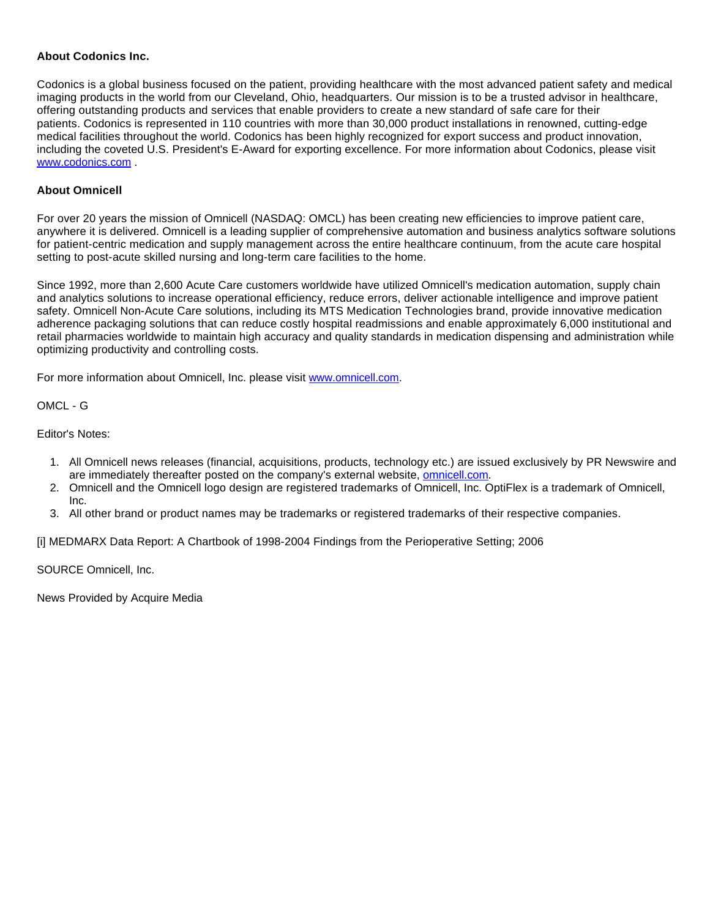**About Codonics Inc.**

Codonics is a global business focused on the patient, providing healthcare with the most advanced patient safety and medical imaging products in the world from our Cleveland, Ohio, headquarters. Our mission is to be a trusted advisor in healthcare, offering outstanding products and services that enable providers to create a new standard of safe care for their patients. Codonics is represented in 110 countries with more than 30,000 product installations in renowned, cutting-edge medical facilities throughout the world. Codonics has been highly recognized for export success and product innovation, including the coveted U.S. President's E-Award for exporting excellence. For more information about Codonics, please visit [www.codonics.com](http://www.codonics.com) .

**About Omnicell**

For over 20 years the mission of Omnicell (NASDAQ: OMCL) has been creating new efficiencies to improve patient care, anywhere it is delivered. Omnicell is a leading supplier of comprehensive automation and business analytics software solutions for patient-centric medication and supply management across the entire healthcare continuum, from the acute care hospital setting to post-acute skilled nursing and long-term care facilities to the home.

Since 1992, more than 2,600 Acute Care customers worldwide have utilized Omnicell's medication automation, supply chain and analytics solutions to increase operational efficiency, reduce errors, deliver actionable intelligence and improve patient safety. Omnicell Non-Acute Care solutions, including its MTS Medication Technologies brand, provide innovative medication adherence packaging solutions that can reduce costly hospital readmissions and enable approximately 6,000 institutional and retail pharmacies worldwide to maintain high accuracy and quality standards in medication dispensing and administration while optimizing productivity and controlling costs.

For more information about Omnicell, Inc. please visit [www.omnicell.com](http://www.omnicell.com).

OMCL - G

Editor's Notes:

1. All Omnicell news releases (financial, acquisitions, products, technology etc.) are issued exclusively by PR Newswire and are immediately thereafter posted on the company's external website, [omnicell.com](http://omnicell.com).
2. Omnicell and the Omnicell logo design are registered trademarks of Omnicell, Inc. OptiFlex is a trademark of Omnicell, Inc.
3. All other brand or product names may be trademarks or registered trademarks of their respective companies.

[i] MEDMARX Data Report: A Chartbook of 1998-2004 Findings from the Perioperative Setting; 2006

SOURCE Omnicell, Inc.

News Provided by Acquire Media